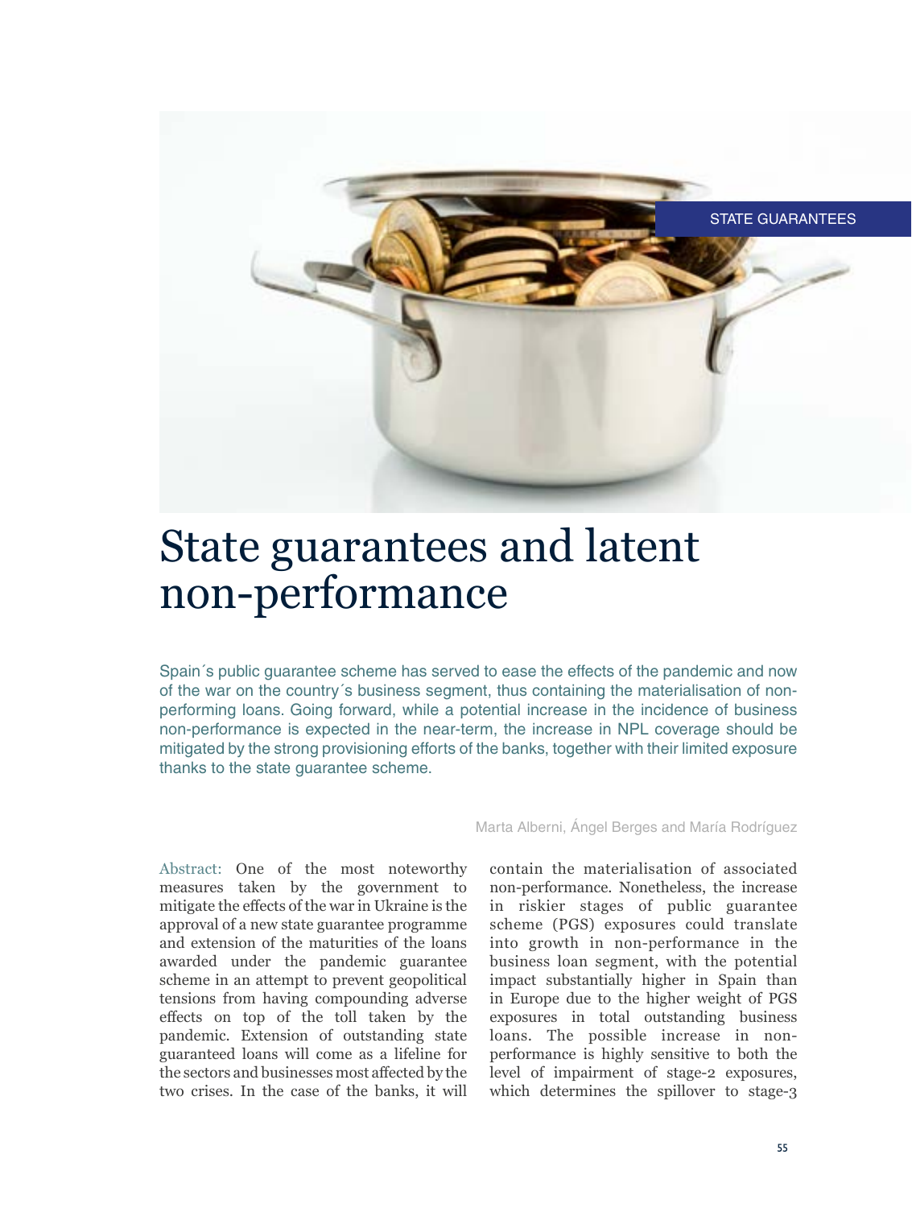STATE GUARANTEES

# State guarantees and latent non-performance

Spain´s public guarantee scheme has served to ease the effects of the pandemic and now of the war on the country´s business segment, thus containing the materialisation of non-performing loans. Going forward, while a potential increase in the incidence of business non-performance is expected in the near-term, the increase in NPL coverage should be mitigated by the strong provisioning efforts of the banks, together with their limited exposure thanks to the state guarantee scheme.

Marta Alberni, Ángel Berges and María Rodríguez

Abstract: One of the most noteworthy measures taken by the government to mitigate the effects of the war in Ukraine is the approval of a new state guarantee programme and extension of the maturities of the loans awarded under the pandemic guarantee scheme in an attempt to prevent geopolitical tensions from having compounding adverse effects on top of the toll taken by the pandemic. Extension of outstanding state guaranteed loans will come as a lifeline for the sectors and businesses most affected by the two crises. In the case of the banks, it will contain the materialisation of associated non-performance. Nonetheless, the increase in riskier stages of public guarantee scheme (PGS) exposures could translate into growth in non-performance in the business loan segment, with the potential impact substantially higher in Spain than in Europe due to the higher weight of PGS exposures in total outstanding business loans. The possible increase in non-performance is highly sensitive to both the level of impairment of stage-2 exposures, which determines the spillover to stage-3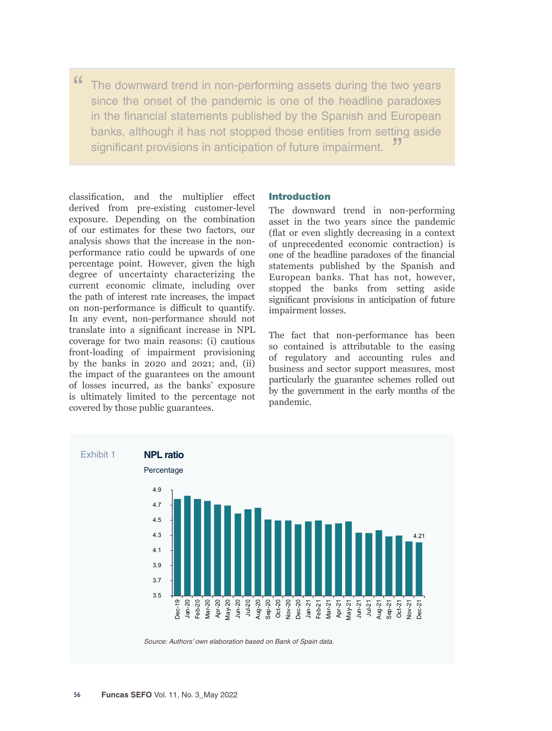> The downward trend in non-performing assets during the two years since the onset of the pandemic is one of the headline paradoxes in the financial statements published by the Spanish and European banks, although it has not stopped those entities from setting aside significant provisions in anticipation of future impairment.

classification, and the multiplier effect derived from pre-existing customer-level exposure. Depending on the combination of our estimates for these two factors, our analysis shows that the increase in the non-performance ratio could be upwards of one percentage point. However, given the high degree of uncertainty characterizing the current economic climate, including over the path of interest rate increases, the impact on non-performance is difficult to quantify. In any event, non-performance should not translate into a significant increase in NPL coverage for two main reasons: (i) cautious front-loading of impairment provisioning by the banks in 2020 and 2021; and, (ii) the impact of the guarantees on the amount of losses incurred, as the banks' exposure is ultimately limited to the percentage not covered by those public guarantees.

## Introduction

The downward trend in non-performing asset in the two years since the pandemic (flat or even slightly decreasing in a context of unprecedented economic contraction) is one of the headline paradoxes of the financial statements published by the Spanish and European banks. That has not, however, stopped the banks from setting aside significant provisions in anticipation of future impairment losses.

The fact that non-performance has been so contained is attributable to the easing of regulatory and accounting rules and business and sector support measures, most particularly the guarantee schemes rolled out by the government in the early months of the pandemic.

Exhibit 1 **NPL ratio**

Percentage

| Month | NPL ratio (%) |
|---|---|
| Dec-19 | |
| Jan-20 | |
| Feb-20 | |
| Mar-20 | |
| Apr-20 | |
| May-20 | |
| Jun-20 | |
| Jul-20 | |
| Aug-20 | |
| Sep-20 | |
| Oct-20 | |
| Nov-20 | |
| Dec-20 | |
| Jan-21 | |
| Feb-21 | |
| Mar-21 | |
| Apr-21 | |
| May-21 | |
| Jun-21 | |
| Jul-21 | |
| Aug-21 | |
| Sep-21 | |
| Oct-21 | |
| Nov-21 | |
| Dec-21 | 4.21 |

*Source: Authors' own elaboration based on Bank of Spain data.*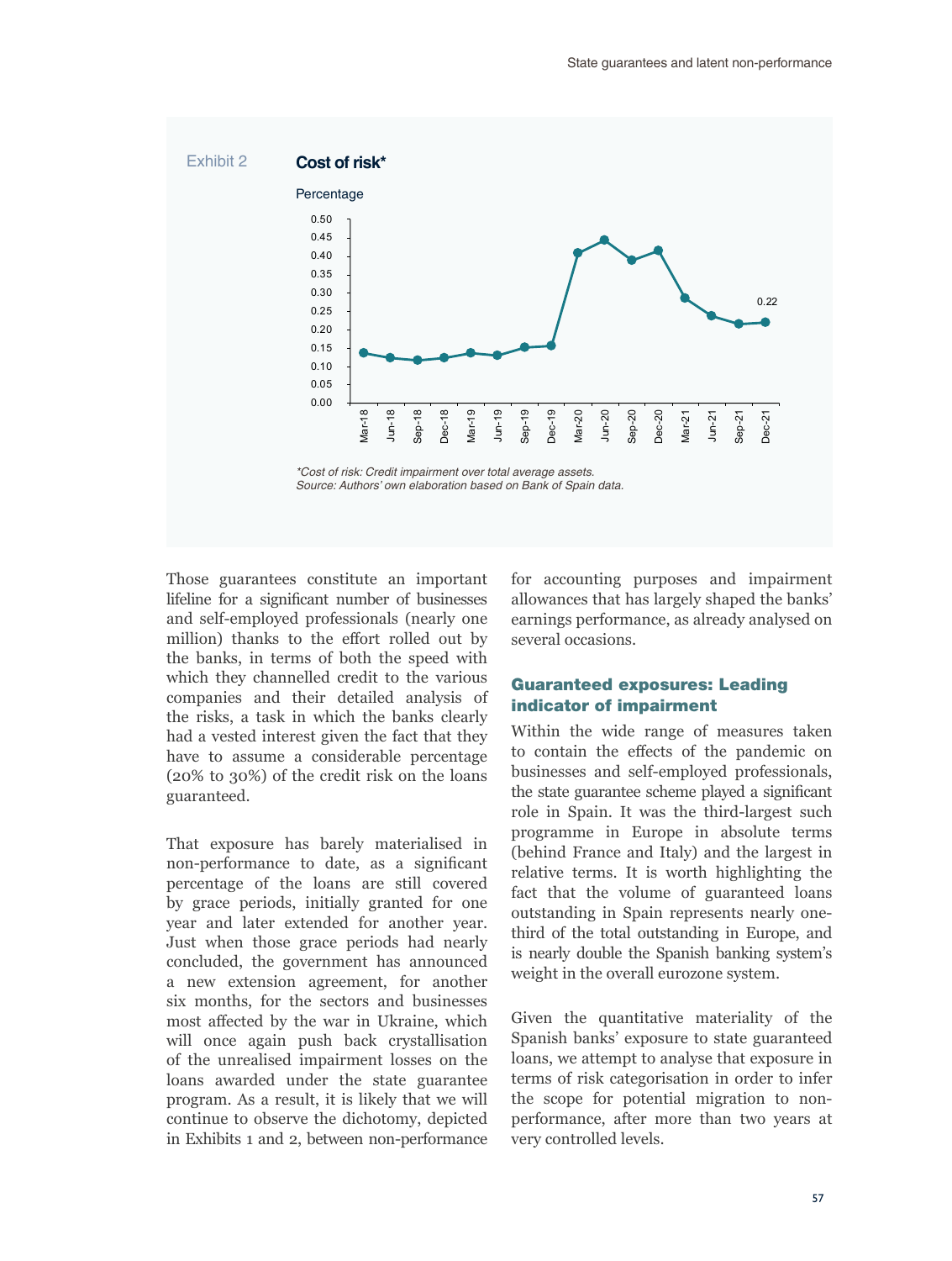Exhibit 2 **Cost of risk***

Percentage

*Cost of risk: Credit impairment over total average assets.*
*Source: Authors' own elaboration based on Bank of Spain data.*

Those guarantees constitute an important lifeline for a significant number of businesses and self-employed professionals (nearly one million) thanks to the effort rolled out by the banks, in terms of both the speed with which they channelled credit to the various companies and their detailed analysis of the risks, a task in which the banks clearly had a vested interest given the fact that they have to assume a considerable percentage (20% to 30%) of the credit risk on the loans guaranteed.

That exposure has barely materialised in non-performance to date, as a significant percentage of the loans are still covered by grace periods, initially granted for one year and later extended for another year. Just when those grace periods had nearly concluded, the government has announced a new extension agreement, for another six months, for the sectors and businesses most affected by the war in Ukraine, which will once again push back crystallisation of the unrealised impairment losses on the loans awarded under the state guarantee program. As a result, it is likely that we will continue to observe the dichotomy, depicted in Exhibits 1 and 2, between non-performance for accounting purposes and impairment allowances that has largely shaped the banks' earnings performance, as already analysed on several occasions.

## Guaranteed exposures: Leading indicator of impairment

Within the wide range of measures taken to contain the effects of the pandemic on businesses and self-employed professionals, the state guarantee scheme played a significant role in Spain. It was the third-largest such programme in Europe in absolute terms (behind France and Italy) and the largest in relative terms. It is worth highlighting the fact that the volume of guaranteed loans outstanding in Spain represents nearly one-third of the total outstanding in Europe, and is nearly double the Spanish banking system's weight in the overall eurozone system.

Given the quantitative materiality of the Spanish banks' exposure to state guaranteed loans, we attempt to analyse that exposure in terms of risk categorisation in order to infer the scope for potential migration to non-performance, after more than two years at very controlled levels.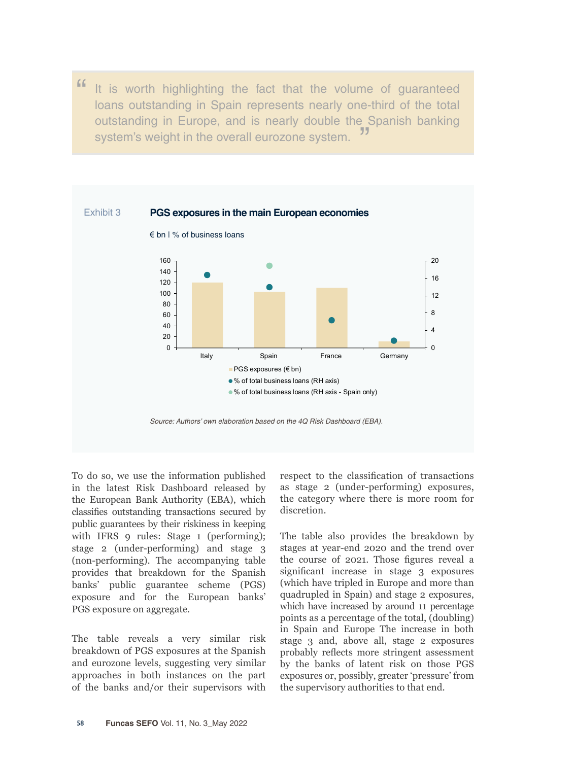> It is worth highlighting the fact that the volume of guaranteed loans outstanding in Spain represents nearly one-third of the total outstanding in Europe, and is nearly double the Spanish banking system's weight in the overall eurozone system.

Exhibit 3 **PGS exposures in the main European economies**

€ bn | % of business loans

Legend: PGS exposures (€ bn); % of total business loans (RH axis); % of total business loans (RH axis - Spain only)

Countries: Italy, Spain, France, Germany

*Source: Authors' own elaboration based on the 4Q Risk Dashboard (EBA).*

To do so, we use the information published in the latest Risk Dashboard released by the European Bank Authority (EBA), which classifies outstanding transactions secured by public guarantees by their riskiness in keeping with IFRS 9 rules: Stage 1 (performing); stage 2 (under-performing) and stage 3 (non-performing). The accompanying table provides that breakdown for the Spanish banks' public guarantee scheme (PGS) exposure and for the European banks' PGS exposure on aggregate.

The table reveals a very similar risk breakdown of PGS exposures at the Spanish and eurozone levels, suggesting very similar approaches in both instances on the part of the banks and/or their supervisors with respect to the classification of transactions as stage 2 (under-performing) exposures, the category where there is more room for discretion.

The table also provides the breakdown by stages at year-end 2020 and the trend over the course of 2021. Those figures reveal a significant increase in stage 3 exposures (which have tripled in Europe and more than quadrupled in Spain) and stage 2 exposures, which have increased by around 11 percentage points as a percentage of the total, (doubling) in Spain and Europe The increase in both stage 3 and, above all, stage 2 exposures probably reflects more stringent assessment by the banks of latent risk on those PGS exposures or, possibly, greater 'pressure' from the supervisory authorities to that end.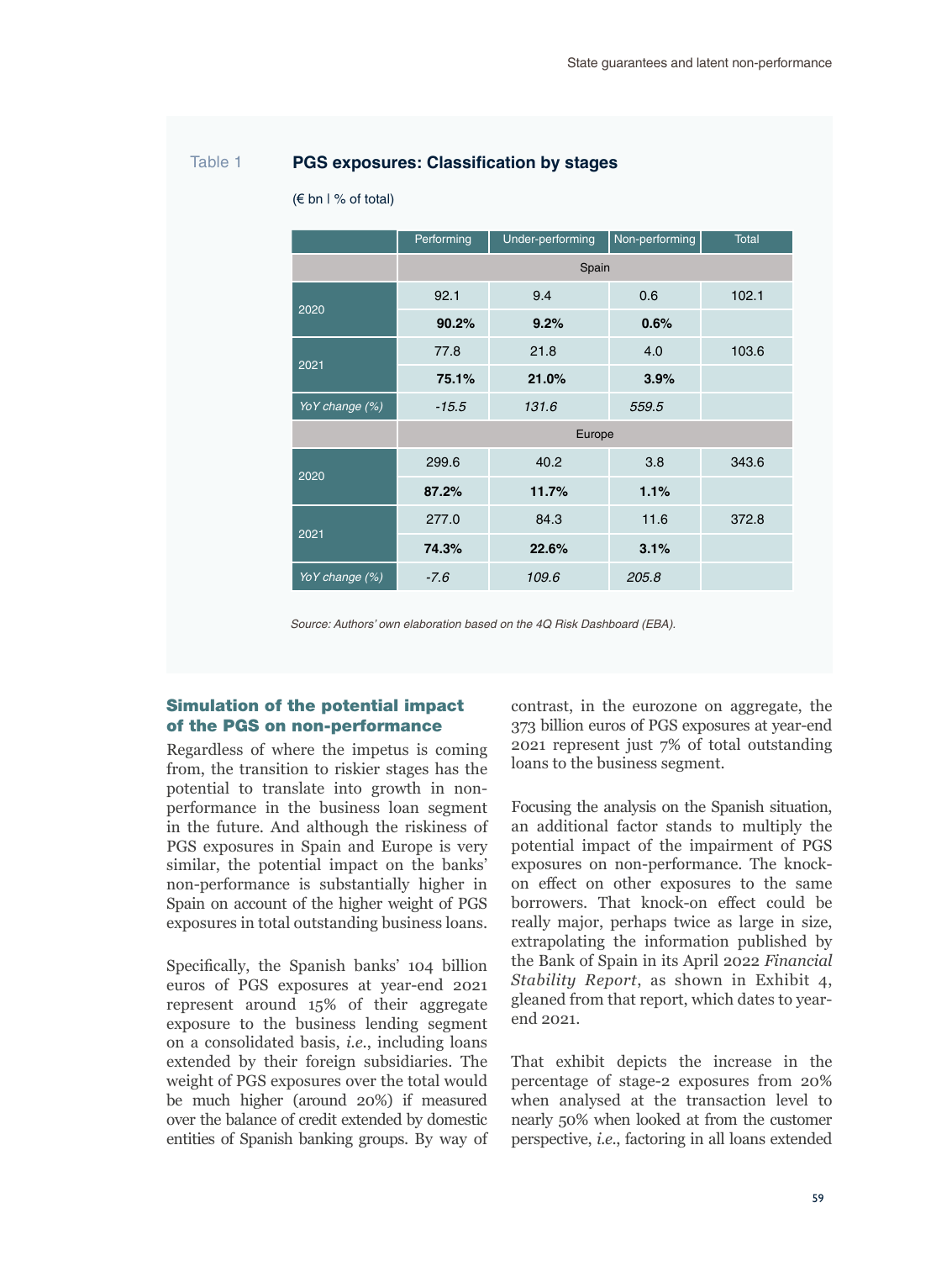Table 1 **PGS exposures: Classification by stages**

(€ bn | % of total)

| | Performing | Under-performing | Non-performing | Total |
|---|---|---|---|---|
| | Spain | | | |
| 2020 | 92.1 | 9.4 | 0.6 | 102.1 |
| | **90.2%** | **9.2%** | **0.6%** | |
| 2021 | 77.8 | 21.8 | 4.0 | 103.6 |
| | **75.1%** | **21.0%** | **3.9%** | |
| *YoY change (%)* | *-15.5* | *131.6* | *559.5* | |
| | Europe | | | |
| 2020 | 299.6 | 40.2 | 3.8 | 343.6 |
| | **87.2%** | **11.7%** | **1.1%** | |
| 2021 | 277.0 | 84.3 | 11.6 | 372.8 |
| | **74.3%** | **22.6%** | **3.1%** | |
| *YoY change (%)* | *-7.6* | *109.6* | *205.8* | |

*Source: Authors' own elaboration based on the 4Q Risk Dashboard (EBA).*

## Simulation of the potential impact of the PGS on non-performance

Regardless of where the impetus is coming from, the transition to riskier stages has the potential to translate into growth in non-performance in the business loan segment in the future. And although the riskiness of PGS exposures in Spain and Europe is very similar, the potential impact on the banks' non-performance is substantially higher in Spain on account of the higher weight of PGS exposures in total outstanding business loans.

Specifically, the Spanish banks' 104 billion euros of PGS exposures at year-end 2021 represent around 15% of their aggregate exposure to the business lending segment on a consolidated basis, *i.e.*, including loans extended by their foreign subsidiaries. The weight of PGS exposures over the total would be much higher (around 20%) if measured over the balance of credit extended by domestic entities of Spanish banking groups. By way of contrast, in the eurozone on aggregate, the 373 billion euros of PGS exposures at year-end 2021 represent just 7% of total outstanding loans to the business segment.

Focusing the analysis on the Spanish situation, an additional factor stands to multiply the potential impact of the impairment of PGS exposures on non-performance. The knock-on effect on other exposures to the same borrowers. That knock-on effect could be really major, perhaps twice as large in size, extrapolating the information published by the Bank of Spain in its April 2022 *Financial Stability Report*, as shown in Exhibit 4, gleaned from that report, which dates to year-end 2021.

That exhibit depicts the increase in the percentage of stage-2 exposures from 20% when analysed at the transaction level to nearly 50% when looked at from the customer perspective, *i.e.*, factoring in all loans extended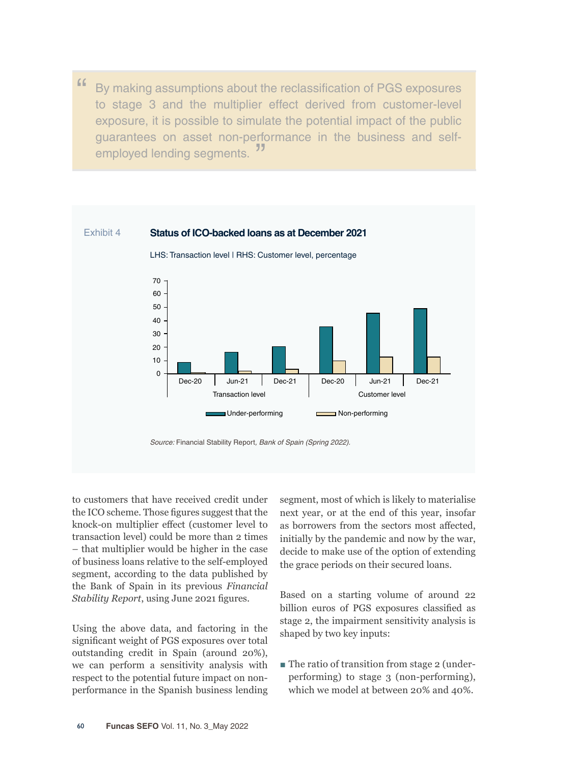> By making assumptions about the reclassification of PGS exposures to stage 3 and the multiplier effect derived from customer-level exposure, it is possible to simulate the potential impact of the public guarantees on asset non-performance in the business and self-employed lending segments.

Exhibit 4 **Status of ICO-backed loans as at December 2021**

LHS: Transaction level | RHS: Customer level, percentage

*Source:* Financial Stability Report, *Bank of Spain (Spring 2022).*

to customers that have received credit under the ICO scheme. Those figures suggest that the knock-on multiplier effect (customer level to transaction level) could be more than 2 times – that multiplier would be higher in the case of business loans relative to the self-employed segment, according to the data published by the Bank of Spain in its previous *Financial Stability Report*, using June 2021 figures.

Using the above data, and factoring in the significant weight of PGS exposures over total outstanding credit in Spain (around 20%), we can perform a sensitivity analysis with respect to the potential future impact on non-performance in the Spanish business lending segment, most of which is likely to materialise next year, or at the end of this year, insofar as borrowers from the sectors most affected, initially by the pandemic and now by the war, decide to make use of the option of extending the grace periods on their secured loans.

Based on a starting volume of around 22 billion euros of PGS exposures classified as stage 2, the impairment sensitivity analysis is shaped by two key inputs:

- The ratio of transition from stage 2 (under-performing) to stage 3 (non-performing), which we model at between 20% and 40%.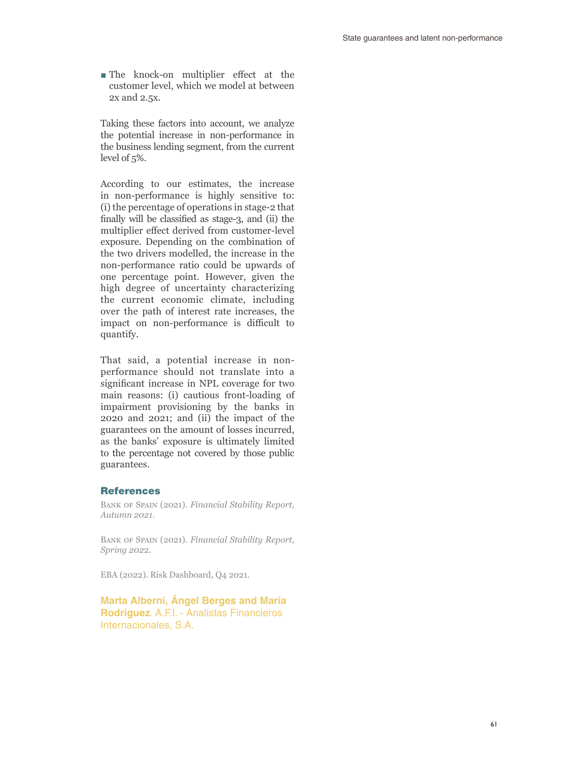- The knock-on multiplier effect at the customer level, which we model at between 2x and 2.5x.

Taking these factors into account, we analyze the potential increase in non-performance in the business lending segment, from the current level of 5%.

According to our estimates, the increase in non-performance is highly sensitive to: (i) the percentage of operations in stage-2 that finally will be classified as stage-3, and (ii) the multiplier effect derived from customer-level exposure. Depending on the combination of the two drivers modelled, the increase in the non-performance ratio could be upwards of one percentage point. However, given the high degree of uncertainty characterizing the current economic climate, including over the path of interest rate increases, the impact on non-performance is difficult to quantify.

That said, a potential increase in non-performance should not translate into a significant increase in NPL coverage for two main reasons: (i) cautious front-loading of impairment provisioning by the banks in 2020 and 2021; and (ii) the impact of the guarantees on the amount of losses incurred, as the banks' exposure is ultimately limited to the percentage not covered by those public guarantees.

## References

Bank of Spain (2021). *Financial Stability Report, Autumn 2021.*

Bank of Spain (2021). *Financial Stability Report, Spring 2022.*

EBA (2022). Risk Dashboard, Q4 2021.

**Marta Alberni, Ángel Berges and María Rodríguez**. A.F.I. - Analistas Financieros Internacionales, S.A.